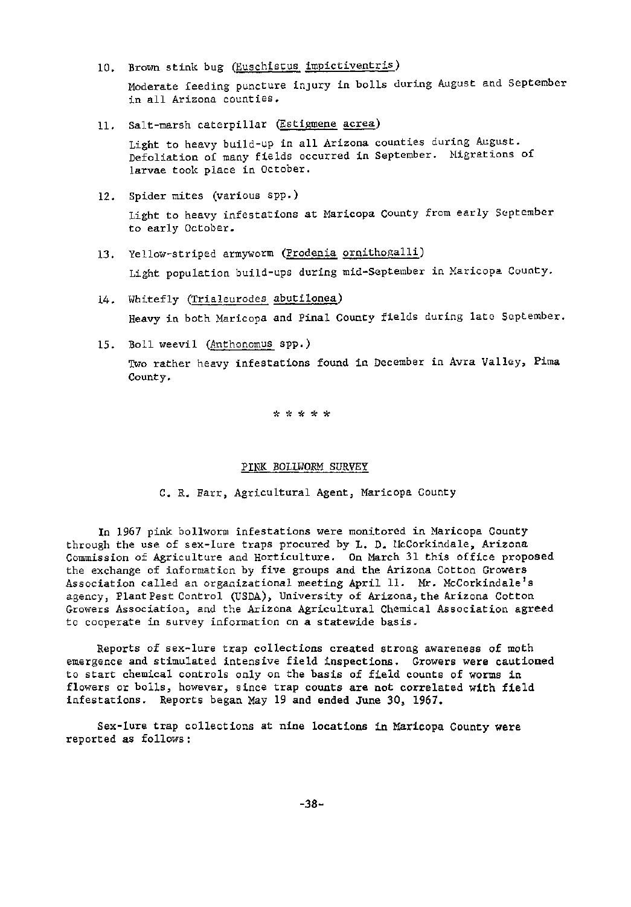10. Brown stink bug (Euschistus impictiventris)

    Moderate feeding puncture injury in bolls during August and September in all Arizona counties.

11. Salt-marsh caterpillar (Estigmene acrea)

    Light to heavy build-up in all Arizona counties during August. Defoliation of many fields occurred in September. Migrations of larvae took place in October.

12. Spider mites (various spp.)

    Light to heavy infestations at Maricopa County from early September to early October.

13. Yellow-striped armyworm (Prodenia ornithogalli)

    Light population build-ups during mid-September in Maricopa County.

14. Whitefly (Trialeurodes abutilonea)

    Heavy in both Maricopa and Pinal County fields during late September.

15. Boll weevil (Anthonomus spp.)

    Two rather heavy infestations found in December in Avra Valley, Pima County.

\* \* \* \* \*

## PINK BOLLWORM SURVEY

C. R. Farr, Agricultural Agent, Maricopa County

In 1967 pink bollworm infestations were monitored in Maricopa County through the use of sex-lure traps procured by L. D. McCorkindale, Arizona Commission of Agriculture and Horticulture. On March 31 this office proposed the exchange of information by five groups and the Arizona Cotton Growers Association called an organizational meeting April 11. Mr. McCorkindale's agency, Plant Pest Control (USDA), University of Arizona, the Arizona Cotton Growers Association, and the Arizona Agricultural Chemical Association agreed to cooperate in survey information on a statewide basis.

Reports of sex-lure trap collections created strong awareness of moth emergence and stimulated intensive field inspections. Growers were cautioned to start chemical controls only on the basis of field counts of worms in flowers or bolls, however, since trap counts are not correlated with field infestations. Reports began May 19 and ended June 30, 1967.

Sex-lure trap collections at nine locations in Maricopa County were reported as follows: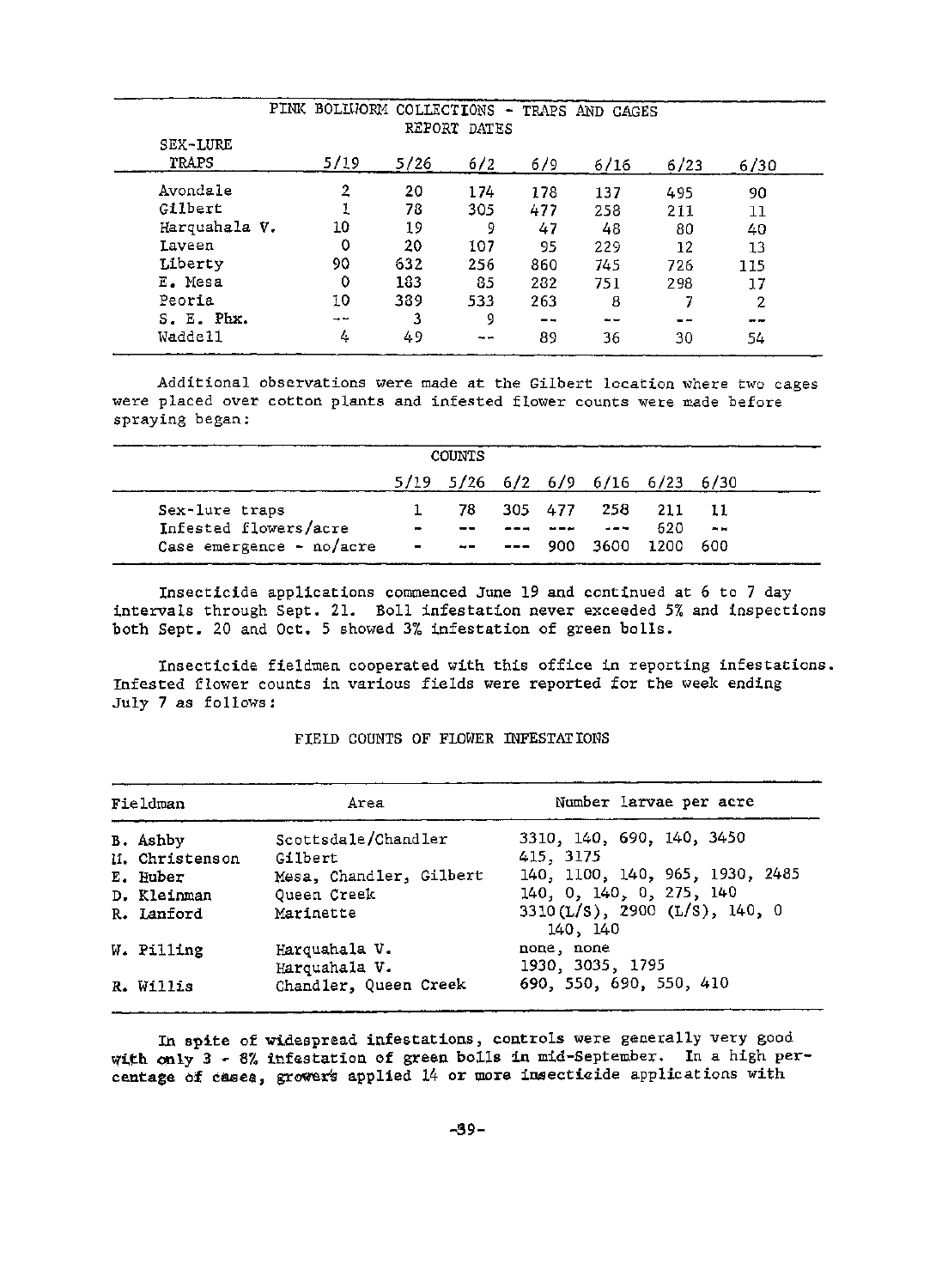PINK BOLLWORM COLLECTIONS - TRAPS AND CAGES

| SEX-LURE TRAPS | REPORT DATES | | | | | | |
|---|---|---|---|---|---|---|---|
| | 5/19 | 5/26 | 6/2 | 6/9 | 6/16 | 6/23 | 6/30 |
| Avondale | 2 | 20 | 174 | 178 | 137 | 495 | 90 |
| Gilbert | 1 | 78 | 305 | 477 | 258 | 211 | 11 |
| Harquahala V. | 10 | 19 | 9 | 47 | 48 | 80 | 40 |
| Laveen | 0 | 20 | 107 | 95 | 229 | 12 | 13 |
| Liberty | 90 | 632 | 256 | 860 | 745 | 726 | 115 |
| E. Mesa | 0 | 183 | 85 | 282 | 751 | 298 | 17 |
| Peoria | 10 | 389 | 533 | 263 | 8 | 7 | 2 |
| S. E. Phx. | -- | 3 | 9 | -- | -- | -- | -- |
| Waddell | 4 | 49 | -- | 89 | 36 | 30 | 54 |

Additional observations were made at the Gilbert location where two cages were placed over cotton plants and infested flower counts were made before spraying began:

| | COUNTS | | | | | | |
|---|---|---|---|---|---|---|---|
| | 5/19 | 5/26 | 6/2 | 6/9 | 6/16 | 6/23 | 6/30 |
| Sex-lure traps | 1 | 78 | 305 | 477 | 258 | 211 | 11 |
| Infested flowers/acre | - | -- | --- | --- | --- | 620 | -- |
| Case emergence - no/acre | - | -- | --- | 900 | 3600 | 1200 | 600 |

Insecticide applications commenced June 19 and continued at 6 to 7 day intervals through Sept. 21. Boll infestation never exceeded 5% and inspections both Sept. 20 and Oct. 5 showed 3% infestation of green bolls.

Insecticide fieldmen cooperated with this office in reporting infestations. Infested flower counts in various fields were reported for the week ending July 7 as follows:

FIELD COUNTS OF FLOWER INFESTATIONS

| Fieldman | Area | Number larvae per acre |
|---|---|---|
| B. Ashby | Scottsdale/Chandler | 3310, 140, 690, 140, 3450 |
| H. Christenson | Gilbert | 415, 3175 |
| E. Huber | Mesa, Chandler, Gilbert | 140, 1100, 140, 965, 1930, 2485 |
| D. Kleinman | Queen Creek | 140, 0, 140, 0, 275, 140 |
| R. Lanford | Marinette | 3310(L/S), 2900 (L/S), 140, 0 140, 140 |
| W. Pilling | Harquahala V. | none, none |
| | Harquahala V. | 1930, 3035, 1795 |
| R. Willis | Chandler, Queen Creek | 690, 550, 690, 550, 410 |

In spite of widespread infestations, controls were generally very good with only 3 - 8% infestation of green bolls in mid-September. In a high percentage of cases, growers applied 14 or more insecticide applications with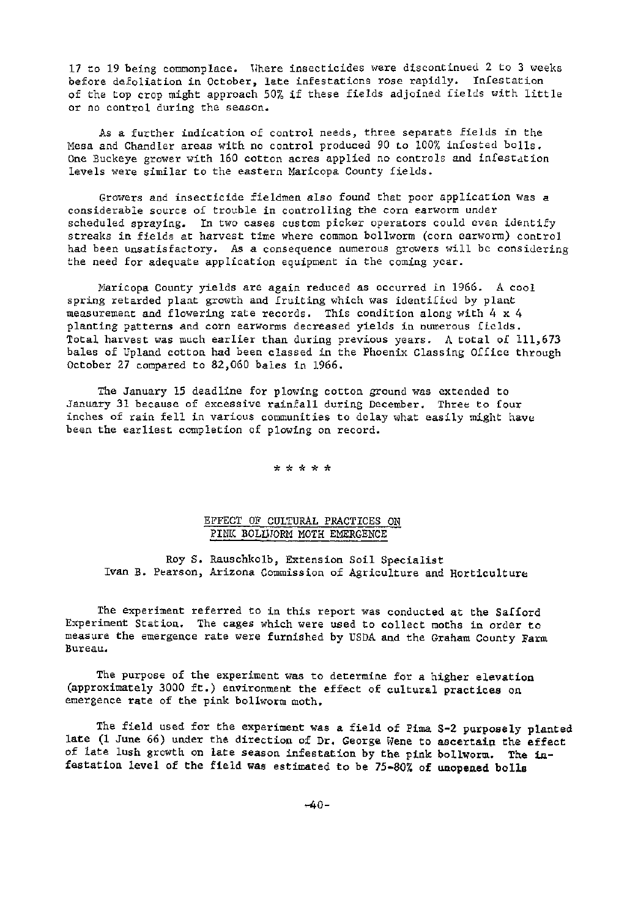17 to 19 being commonplace. Where insecticides were discontinued 2 to 3 weeks before defoliation in October, late infestations rose rapidly. Infestation of the top crop might approach 50% if these fields adjoined fields with little or no control during the season.

As a further indication of control needs, three separate fields in the Mesa and Chandler areas with no control produced 90 to 100% infested bolls. One Buckeye grower with 160 cotton acres applied no controls and infestation levels were similar to the eastern Maricopa County fields.

Growers and insecticide fieldmen also found that poor application was a considerable source of trouble in controlling the corn earworm under scheduled spraying. In two cases custom picker operators could even identify streaks in fields at harvest time where common bollworm (corn earworm) control had been unsatisfactory. As a consequence numerous growers will be considering the need for adequate application equipment in the coming year.

Maricopa County yields are again reduced as occurred in 1966. A cool spring retarded plant growth and fruiting which was identified by plant measurement and flowering rate records. This condition along with 4 x 4 planting patterns and corn earworms decreased yields in numerous fields. Total harvest was much earlier than during previous years. A total of 111,673 bales of Upland cotton had been classed in the Phoenix Classing Office through October 27 compared to 82,060 bales in 1966.

The January 15 deadline for plowing cotton ground was extended to January 31 because of excessive rainfall during December. Three to four inches of rain fell in various communities to delay what easily might have been the earliest completion of plowing on record.

\* \* \* \* \*

## EFFECT OF CULTURAL PRACTICES ON PINK BOLLWORM MOTH EMERGENCE

Roy S. Rauschkolb, Extension Soil Specialist
Ivan B. Pearson, Arizona Commission of Agriculture and Horticulture

The experiment referred to in this report was conducted at the Safford Experiment Station. The cages which were used to collect moths in order to measure the emergence rate were furnished by USDA and the Graham County Farm Bureau.

The purpose of the experiment was to determine for a higher elevation (approximately 3000 ft.) environment the effect of cultural practices on emergence rate of the pink bollworm moth.

The field used for the experiment was a field of Pima S-2 purposely planted late (1 June 66) under the direction of Dr. George Wene to ascertain the effect of late lush growth on late season infestation by the pink bollworm. The infestation level of the field was estimated to be 75-80% of unopened bolls